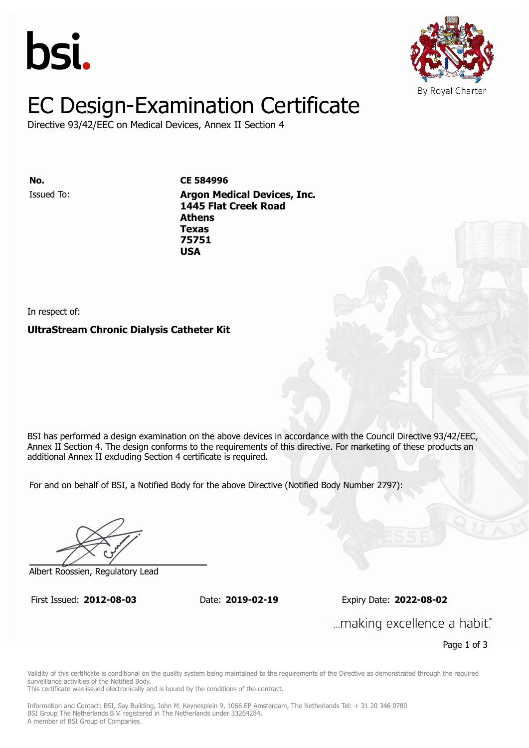bsi.

By Royal Charter

# EC Design-Examination Certificate

Directive 93/42/EEC on Medical Devices, Annex II Section 4

**No.** **CE 584996**

Issued To: **Argon Medical Devices, Inc.**
**1445 Flat Creek Road**
**Athens**
**Texas**
**75751**
**USA**

In respect of:

**UltraStream Chronic Dialysis Catheter Kit**

BSI has performed a design examination on the above devices in accordance with the Council Directive 93/42/EEC, Annex II Section 4. The design conforms to the requirements of this directive. For marketing of these products an additional Annex II excluding Section 4 certificate is required.

For and on behalf of BSI, a Notified Body for the above Directive (Notified Body Number 2797):

Albert Roossien, Regulatory Lead

First Issued: **2012-08-03** Date: **2019-02-19** Expiry Date: **2022-08-02**

...making excellence a habit.™

Validity of this certificate is conditional on the quality system being maintained to the requirements of the Directive as demonstrated through the required surveillance activities of the Notified Body.
This certificate was issued electronically and is bound by the conditions of the contract.

Information and Contact: BSI, Say Building, John M. Keynesplein 9, 1066 EP Amsterdam, The Netherlands Tel: + 31 20 346 0780
BSI Group The Netherlands B.V. registered in The Netherlands under 33264284.
A member of BSI Group of Companies.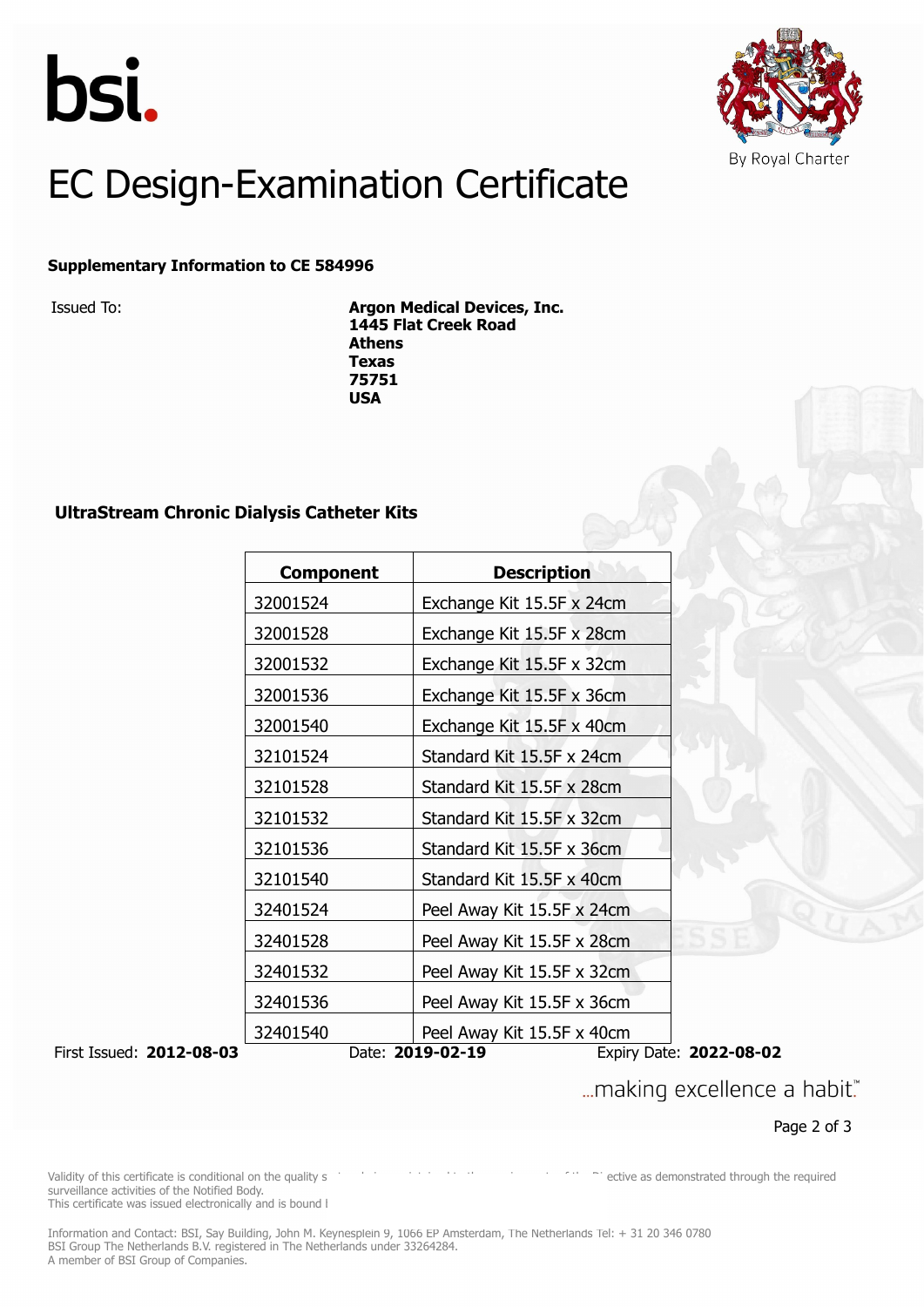bsi.

By Royal Charter

# EC Design-Examination Certificate

**Supplementary Information to CE 584996**

Issued To: **Argon Medical Devices, Inc.**
**1445 Flat Creek Road**
**Athens**
**Texas**
**75751**
**USA**

### UltraStream Chronic Dialysis Catheter Kits

| Component | Description |
|---|---|
| 32001524 | Exchange Kit 15.5F x 24cm |
| 32001528 | Exchange Kit 15.5F x 28cm |
| 32001532 | Exchange Kit 15.5F x 32cm |
| 32001536 | Exchange Kit 15.5F x 36cm |
| 32001540 | Exchange Kit 15.5F x 40cm |
| 32101524 | Standard Kit 15.5F x 24cm |
| 32101528 | Standard Kit 15.5F x 28cm |
| 32101532 | Standard Kit 15.5F x 32cm |
| 32101536 | Standard Kit 15.5F x 36cm |
| 32101540 | Standard Kit 15.5F x 40cm |
| 32401524 | Peel Away Kit 15.5F x 24cm |
| 32401528 | Peel Away Kit 15.5F x 28cm |
| 32401532 | Peel Away Kit 15.5F x 32cm |
| 32401536 | Peel Away Kit 15.5F x 36cm |
| 32401540 | Peel Away Kit 15.5F x 40cm |

First Issued: **2012-08-03** Date: **2019-02-19** Expiry Date: **2022-08-02**

...making excellence a habit.™

Validity of this certificate is conditional on the quality s ... ective as demonstrated through the required surveillance activities of the Notified Body.
This certificate was issued electronically and is bound l

Information and Contact: BSI, Say Building, John M. Keynesplein 9, 1066 EP Amsterdam, The Netherlands Tel: + 31 20 346 0780
BSI Group The Netherlands B.V. registered in The Netherlands under 33264284.
A member of BSI Group of Companies.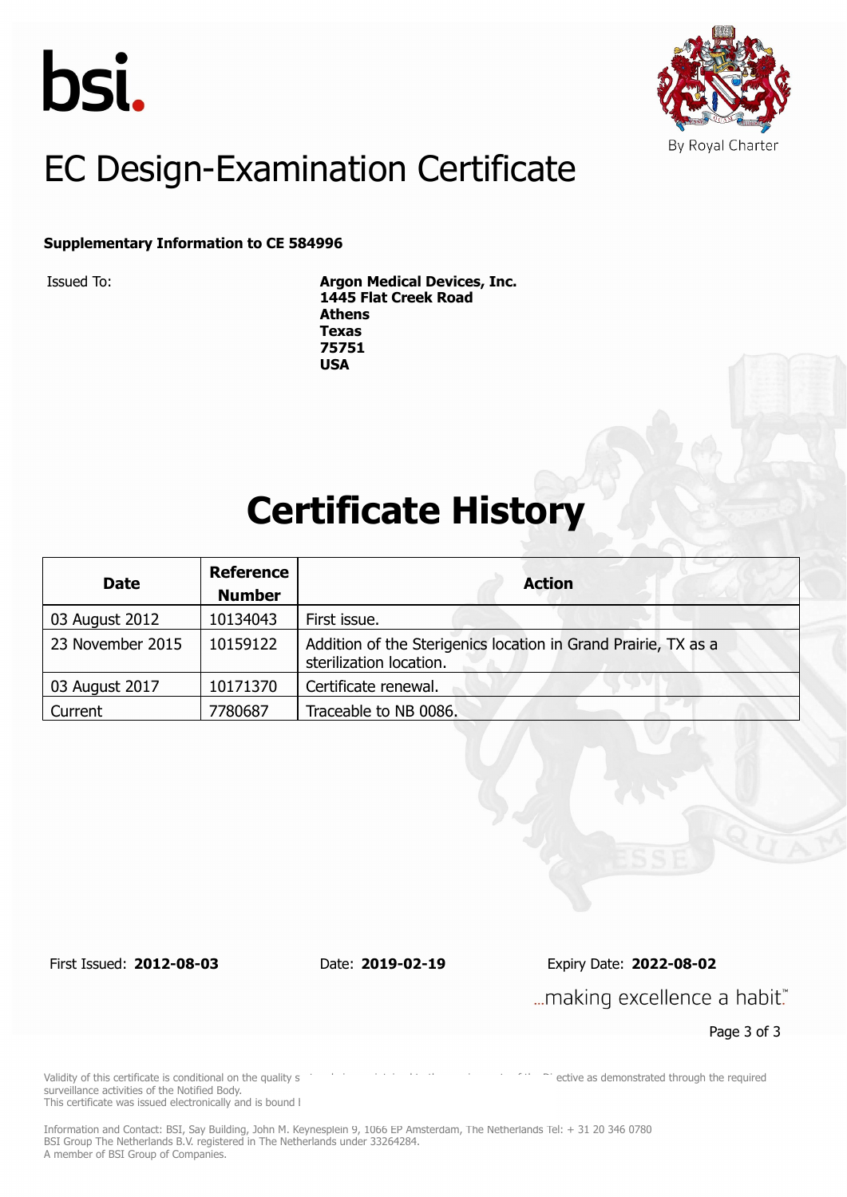bsi.

By Royal Charter

# EC Design-Examination Certificate

**Supplementary Information to CE 584996**

Issued To: **Argon Medical Devices, Inc.**
**1445 Flat Creek Road**
**Athens**
**Texas**
**75751**
**USA**

# Certificate History

| Date | Reference Number | Action |
|---|---|---|
| 03 August 2012 | 10134043 | First issue. |
| 23 November 2015 | 10159122 | Addition of the Sterigenics location in Grand Prairie, TX as a sterilization location. |
| 03 August 2017 | 10171370 | Certificate renewal. |
| Current | 7780687 | Traceable to NB 0086. |

First Issued: **2012-08-03** Date: **2019-02-19** Expiry Date: **2022-08-02**

...making excellence a habit.™

Validity of this certificate is conditional on the quality s ... ective as demonstrated through the required surveillance activities of the Notified Body.
This certificate was issued electronically and is bound I

Information and Contact: BSI, Say Building, John M. Keynesplein 9, 1066 EP Amsterdam, The Netherlands Tel: + 31 20 346 0780
BSI Group The Netherlands B.V. registered in The Netherlands under 33264284.
A member of BSI Group of Companies.